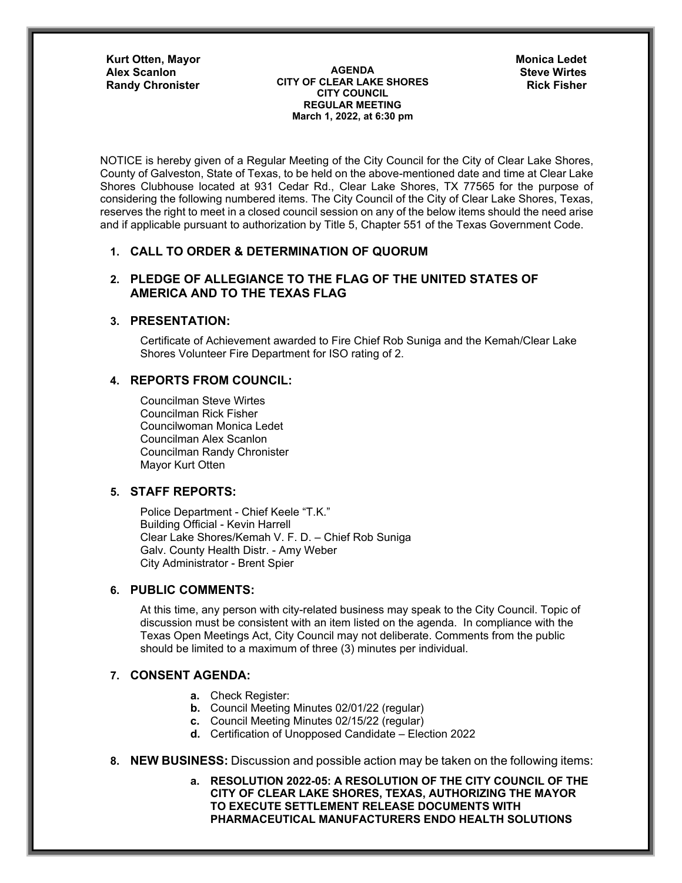**Kurt Otten, Mayor**
**Alex Scanlon**
**Randy Chronister**

**Monica Ledet**
**Steve Wirtes**
**Rick Fisher**

**AGENDA**
**CITY OF CLEAR LAKE SHORES**
**CITY COUNCIL**
**REGULAR MEETING**
**March 1, 2022, at 6:30 pm**

NOTICE is hereby given of a Regular Meeting of the City Council for the City of Clear Lake Shores, County of Galveston, State of Texas, to be held on the above-mentioned date and time at Clear Lake Shores Clubhouse located at 931 Cedar Rd., Clear Lake Shores, TX 77565 for the purpose of considering the following numbered items. The City Council of the City of Clear Lake Shores, Texas, reserves the right to meet in a closed council session on any of the below items should the need arise and if applicable pursuant to authorization by Title 5, Chapter 551 of the Texas Government Code.

1. **CALL TO ORDER & DETERMINATION OF QUORUM**

2. **PLEDGE OF ALLEGIANCE TO THE FLAG OF THE UNITED STATES OF AMERICA AND TO THE TEXAS FLAG**

3. **PRESENTATION:**

   Certificate of Achievement awarded to Fire Chief Rob Suniga and the Kemah/Clear Lake Shores Volunteer Fire Department for ISO rating of 2.

4. **REPORTS FROM COUNCIL:**

   Councilman Steve Wirtes
   Councilman Rick Fisher
   Councilwoman Monica Ledet
   Councilman Alex Scanlon
   Councilman Randy Chronister
   Mayor Kurt Otten

5. **STAFF REPORTS:**

   Police Department - Chief Keele "T.K."
   Building Official - Kevin Harrell
   Clear Lake Shores/Kemah V. F. D. – Chief Rob Suniga
   Galv. County Health Distr. - Amy Weber
   City Administrator - Brent Spier

6. **PUBLIC COMMENTS:**

   At this time, any person with city-related business may speak to the City Council. Topic of discussion must be consistent with an item listed on the agenda. In compliance with the Texas Open Meetings Act, City Council may not deliberate. Comments from the public should be limited to a maximum of three (3) minutes per individual.

7. **CONSENT AGENDA:**

   **a.** Check Register:
   **b.** Council Meeting Minutes 02/01/22 (regular)
   **c.** Council Meeting Minutes 02/15/22 (regular)
   **d.** Certification of Unopposed Candidate – Election 2022

8. **NEW BUSINESS:** Discussion and possible action may be taken on the following items:

   **a. RESOLUTION 2022-05: A RESOLUTION OF THE CITY COUNCIL OF THE CITY OF CLEAR LAKE SHORES, TEXAS, AUTHORIZING THE MAYOR TO EXECUTE SETTLEMENT RELEASE DOCUMENTS WITH PHARMACEUTICAL MANUFACTURERS ENDO HEALTH SOLUTIONS**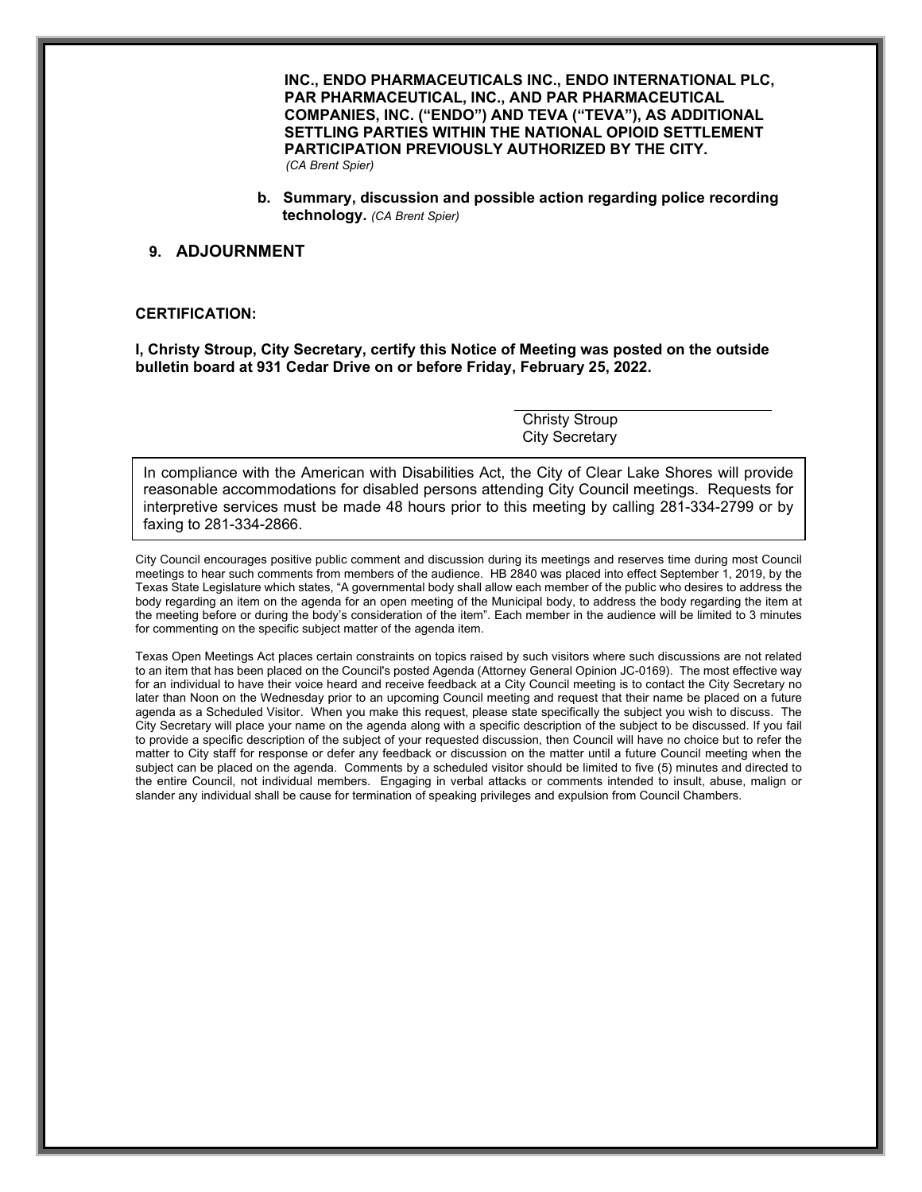**INC., ENDO PHARMACEUTICALS INC., ENDO INTERNATIONAL PLC, PAR PHARMACEUTICAL, INC., AND PAR PHARMACEUTICAL COMPANIES, INC. ("ENDO") AND TEVA ("TEVA"), AS ADDITIONAL SETTLING PARTIES WITHIN THE NATIONAL OPIOID SETTLEMENT PARTICIPATION PREVIOUSLY AUTHORIZED BY THE CITY.**
*(CA Brent Spier)*

**b. Summary, discussion and possible action regarding police recording technology.** *(CA Brent Spier)*

## 9. ADJOURNMENT

**CERTIFICATION:**

**I, Christy Stroup, City Secretary, certify this Notice of Meeting was posted on the outside bulletin board at 931 Cedar Drive on or before Friday, February 25, 2022.**

Christy Stroup
City Secretary

In compliance with the American with Disabilities Act, the City of Clear Lake Shores will provide reasonable accommodations for disabled persons attending City Council meetings. Requests for interpretive services must be made 48 hours prior to this meeting by calling 281-334-2799 or by faxing to 281-334-2866.

City Council encourages positive public comment and discussion during its meetings and reserves time during most Council meetings to hear such comments from members of the audience. HB 2840 was placed into effect September 1, 2019, by the Texas State Legislature which states, "A governmental body shall allow each member of the public who desires to address the body regarding an item on the agenda for an open meeting of the Municipal body, to address the body regarding the item at the meeting before or during the body's consideration of the item". Each member in the audience will be limited to 3 minutes for commenting on the specific subject matter of the agenda item.

Texas Open Meetings Act places certain constraints on topics raised by such visitors where such discussions are not related to an item that has been placed on the Council's posted Agenda (Attorney General Opinion JC-0169). The most effective way for an individual to have their voice heard and receive feedback at a City Council meeting is to contact the City Secretary no later than Noon on the Wednesday prior to an upcoming Council meeting and request that their name be placed on a future agenda as a Scheduled Visitor. When you make this request, please state specifically the subject you wish to discuss. The City Secretary will place your name on the agenda along with a specific description of the subject to be discussed. If you fail to provide a specific description of the subject of your requested discussion, then Council will have no choice but to refer the matter to City staff for response or defer any feedback or discussion on the matter until a future Council meeting when the subject can be placed on the agenda. Comments by a scheduled visitor should be limited to five (5) minutes and directed to the entire Council, not individual members. Engaging in verbal attacks or comments intended to insult, abuse, malign or slander any individual shall be cause for termination of speaking privileges and expulsion from Council Chambers.